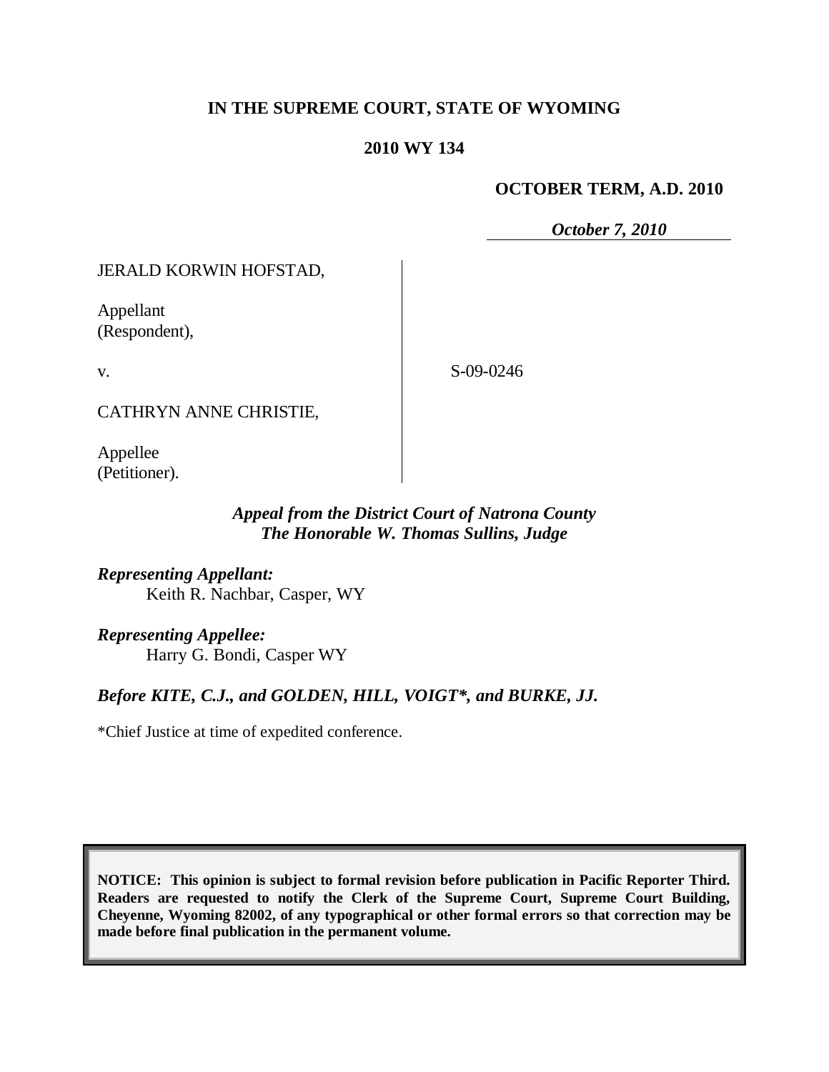**IN THE SUPREME COURT, STATE OF WYOMING**

**2010 WY 134**

**OCTOBER TERM, A.D. 2010**

***October 7, 2010***

JERALD KORWIN HOFSTAD,

Appellant
(Respondent),

v.

S-09-0246

CATHRYN ANNE CHRISTIE,

Appellee
(Petitioner).

***Appeal from the District Court of Natrona County***
***The Honorable W. Thomas Sullins, Judge***

***Representing Appellant:***
Keith R. Nachbar, Casper, WY

***Representing Appellee:***
Harry G. Bondi, Casper WY

***Before KITE, C.J., and GOLDEN, HILL, VOIGT\*, and BURKE, JJ.***

\*Chief Justice at time of expedited conference.

**NOTICE: This opinion is subject to formal revision before publication in Pacific Reporter Third. Readers are requested to notify the Clerk of the Supreme Court, Supreme Court Building, Cheyenne, Wyoming 82002, of any typographical or other formal errors so that correction may be made before final publication in the permanent volume.**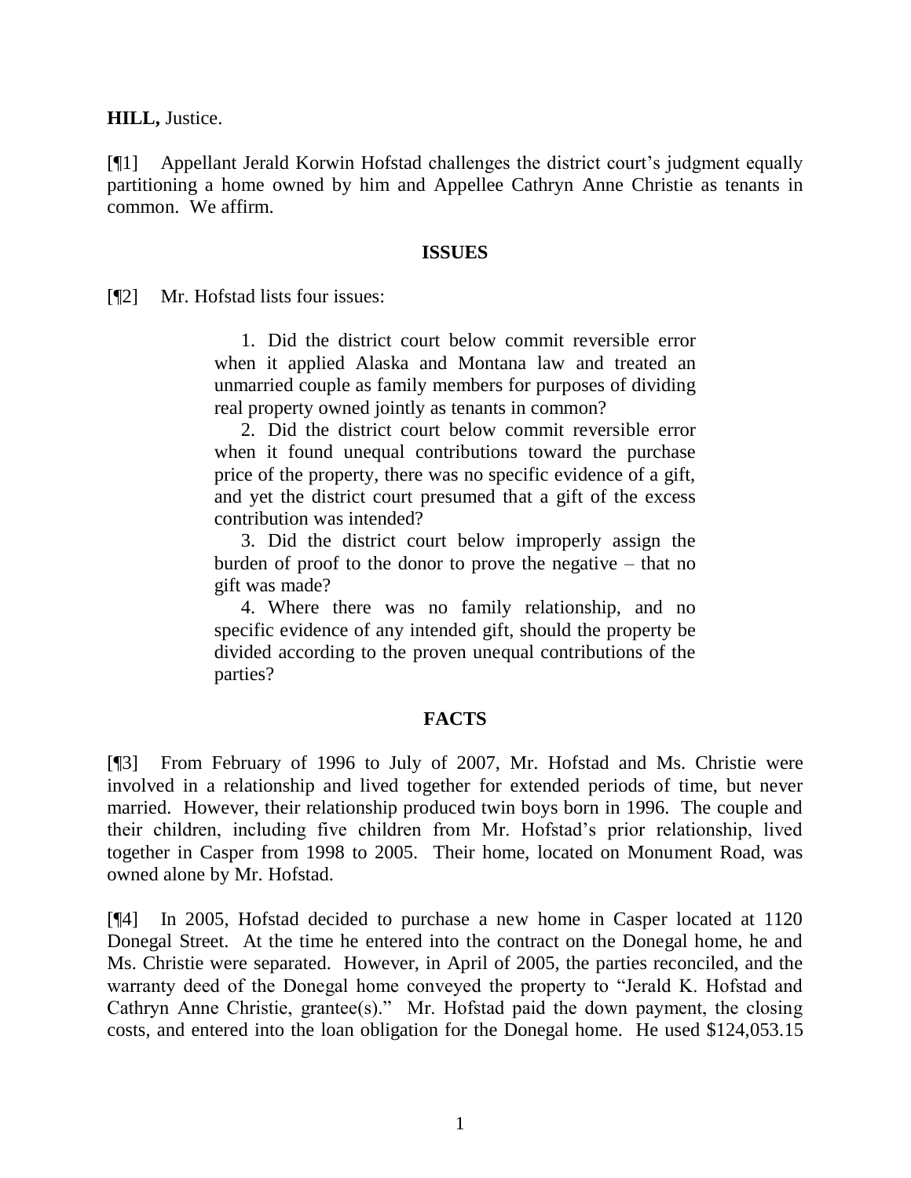**HILL,** Justice.

[¶1] Appellant Jerald Korwin Hofstad challenges the district court's judgment equally partitioning a home owned by him and Appellee Cathryn Anne Christie as tenants in common. We affirm.

## ISSUES

[¶2] Mr. Hofstad lists four issues:

> 1. Did the district court below commit reversible error when it applied Alaska and Montana law and treated an unmarried couple as family members for purposes of dividing real property owned jointly as tenants in common?
>
> 2. Did the district court below commit reversible error when it found unequal contributions toward the purchase price of the property, there was no specific evidence of a gift, and yet the district court presumed that a gift of the excess contribution was intended?
>
> 3. Did the district court below improperly assign the burden of proof to the donor to prove the negative – that no gift was made?
>
> 4. Where there was no family relationship, and no specific evidence of any intended gift, should the property be divided according to the proven unequal contributions of the parties?

## FACTS

[¶3] From February of 1996 to July of 2007, Mr. Hofstad and Ms. Christie were involved in a relationship and lived together for extended periods of time, but never married. However, their relationship produced twin boys born in 1996. The couple and their children, including five children from Mr. Hofstad's prior relationship, lived together in Casper from 1998 to 2005. Their home, located on Monument Road, was owned alone by Mr. Hofstad.

[¶4] In 2005, Hofstad decided to purchase a new home in Casper located at 1120 Donegal Street. At the time he entered into the contract on the Donegal home, he and Ms. Christie were separated. However, in April of 2005, the parties reconciled, and the warranty deed of the Donegal home conveyed the property to "Jerald K. Hofstad and Cathryn Anne Christie, grantee(s)." Mr. Hofstad paid the down payment, the closing costs, and entered into the loan obligation for the Donegal home. He used $124,053.15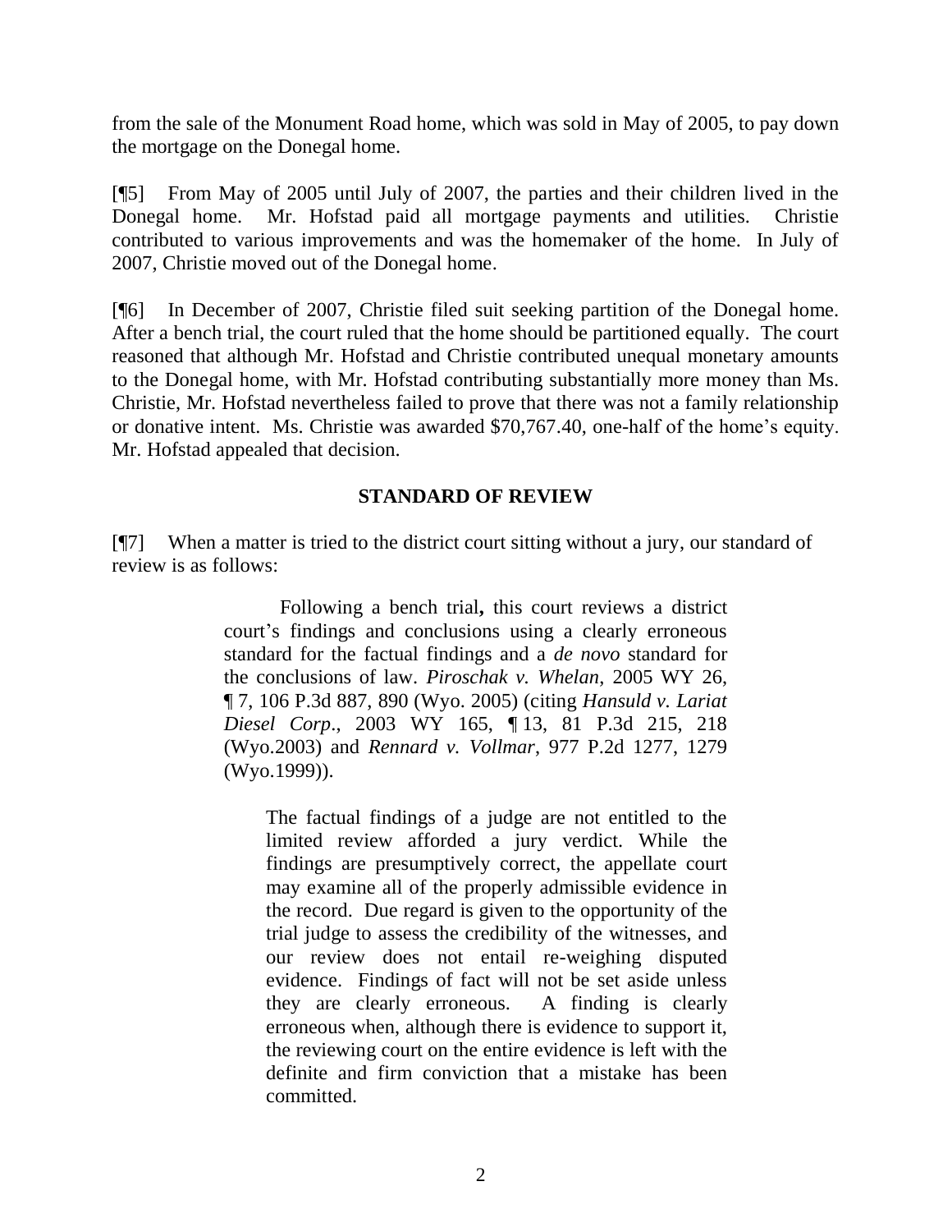from the sale of the Monument Road home, which was sold in May of 2005, to pay down the mortgage on the Donegal home.

[¶5] From May of 2005 until July of 2007, the parties and their children lived in the Donegal home. Mr. Hofstad paid all mortgage payments and utilities. Christie contributed to various improvements and was the homemaker of the home. In July of 2007, Christie moved out of the Donegal home.

[¶6] In December of 2007, Christie filed suit seeking partition of the Donegal home. After a bench trial, the court ruled that the home should be partitioned equally. The court reasoned that although Mr. Hofstad and Christie contributed unequal monetary amounts to the Donegal home, with Mr. Hofstad contributing substantially more money than Ms. Christie, Mr. Hofstad nevertheless failed to prove that there was not a family relationship or donative intent. Ms. Christie was awarded $70,767.40, one-half of the home's equity. Mr. Hofstad appealed that decision.

## STANDARD OF REVIEW

[¶7] When a matter is tried to the district court sitting without a jury, our standard of review is as follows:

> Following a bench trial**,** this court reviews a district court's findings and conclusions using a clearly erroneous standard for the factual findings and a *de novo* standard for the conclusions of law. *Piroschak v. Whelan*, 2005 WY 26, ¶ 7, 106 P.3d 887, 890 (Wyo. 2005) (citing *Hansuld v. Lariat Diesel Corp*., 2003 WY 165, ¶ 13, 81 P.3d 215, 218 (Wyo.2003) and *Rennard v. Vollmar*, 977 P.2d 1277, 1279 (Wyo.1999)).
>
> > The factual findings of a judge are not entitled to the limited review afforded a jury verdict. While the findings are presumptively correct, the appellate court may examine all of the properly admissible evidence in the record. Due regard is given to the opportunity of the trial judge to assess the credibility of the witnesses, and our review does not entail re-weighing disputed evidence. Findings of fact will not be set aside unless they are clearly erroneous. A finding is clearly erroneous when, although there is evidence to support it, the reviewing court on the entire evidence is left with the definite and firm conviction that a mistake has been committed.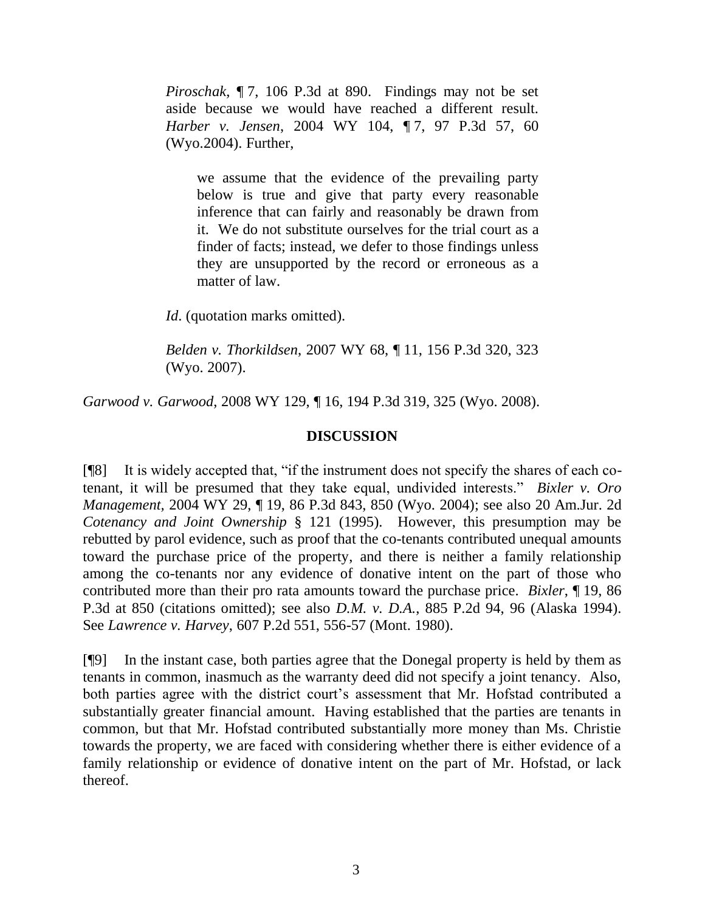> *Piroschak*, ¶ 7, 106 P.3d at 890. Findings may not be set aside because we would have reached a different result. *Harber v. Jensen*, 2004 WY 104, ¶ 7, 97 P.3d 57, 60 (Wyo.2004). Further,
>
> > we assume that the evidence of the prevailing party below is true and give that party every reasonable inference that can fairly and reasonably be drawn from it. We do not substitute ourselves for the trial court as a finder of facts; instead, we defer to those findings unless they are unsupported by the record or erroneous as a matter of law.
>
> *Id*. (quotation marks omitted).
>
> *Belden v. Thorkildsen*, 2007 WY 68, ¶ 11, 156 P.3d 320, 323 (Wyo. 2007).

*Garwood v. Garwood*, 2008 WY 129, ¶ 16, 194 P.3d 319, 325 (Wyo. 2008).

## DISCUSSION

[¶8] It is widely accepted that, "if the instrument does not specify the shares of each co-tenant, it will be presumed that they take equal, undivided interests." *Bixler v. Oro Management*, 2004 WY 29, ¶ 19, 86 P.3d 843, 850 (Wyo. 2004); see also 20 Am.Jur. 2d *Cotenancy and Joint Ownership* § 121 (1995). However, this presumption may be rebutted by parol evidence, such as proof that the co-tenants contributed unequal amounts toward the purchase price of the property, and there is neither a family relationship among the co-tenants nor any evidence of donative intent on the part of those who contributed more than their pro rata amounts toward the purchase price. *Bixler*, ¶ 19, 86 P.3d at 850 (citations omitted); see also *D.M. v. D.A.*, 885 P.2d 94, 96 (Alaska 1994). See *Lawrence v. Harvey*, 607 P.2d 551, 556-57 (Mont. 1980).

[¶9] In the instant case, both parties agree that the Donegal property is held by them as tenants in common, inasmuch as the warranty deed did not specify a joint tenancy. Also, both parties agree with the district court's assessment that Mr. Hofstad contributed a substantially greater financial amount. Having established that the parties are tenants in common, but that Mr. Hofstad contributed substantially more money than Ms. Christie towards the property, we are faced with considering whether there is either evidence of a family relationship or evidence of donative intent on the part of Mr. Hofstad, or lack thereof.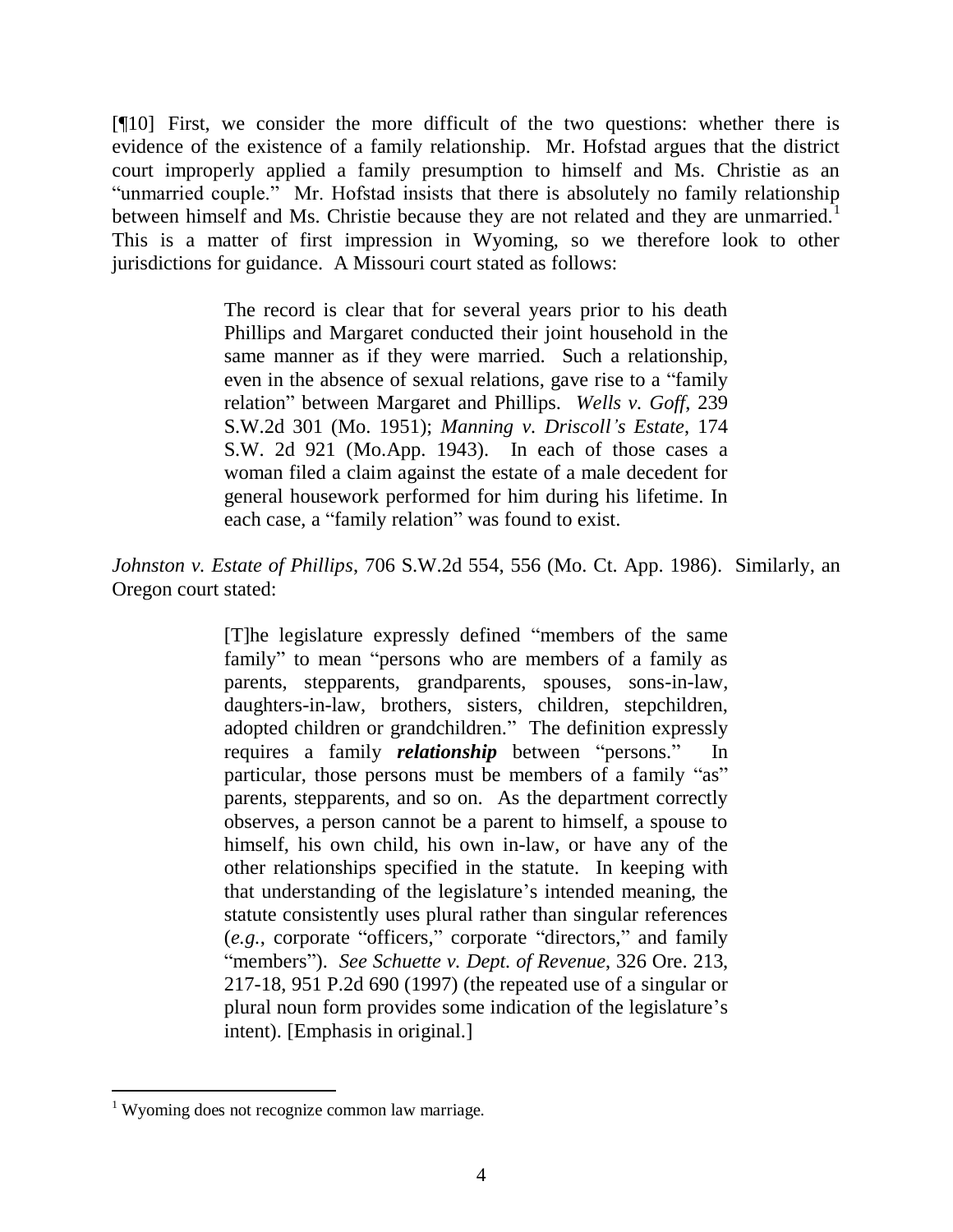[¶10] First, we consider the more difficult of the two questions: whether there is evidence of the existence of a family relationship. Mr. Hofstad argues that the district court improperly applied a family presumption to himself and Ms. Christie as an "unmarried couple." Mr. Hofstad insists that there is absolutely no family relationship between himself and Ms. Christie because they are not related and they are unmarried.[1] This is a matter of first impression in Wyoming, so we therefore look to other jurisdictions for guidance. A Missouri court stated as follows:

> The record is clear that for several years prior to his death Phillips and Margaret conducted their joint household in the same manner as if they were married. Such a relationship, even in the absence of sexual relations, gave rise to a "family relation" between Margaret and Phillips. *Wells v. Goff*, 239 S.W.2d 301 (Mo. 1951); *Manning v. Driscoll's Estate*, 174 S.W. 2d 921 (Mo.App. 1943). In each of those cases a woman filed a claim against the estate of a male decedent for general housework performed for him during his lifetime. In each case, a "family relation" was found to exist.

*Johnston v. Estate of Phillips*, 706 S.W.2d 554, 556 (Mo. Ct. App. 1986). Similarly, an Oregon court stated:

> [T]he legislature expressly defined "members of the same family" to mean "persons who are members of a family as parents, stepparents, grandparents, spouses, sons-in-law, daughters-in-law, brothers, sisters, children, stepchildren, adopted children or grandchildren." The definition expressly requires a family ***relationship*** between "persons." In particular, those persons must be members of a family "as" parents, stepparents, and so on. As the department correctly observes, a person cannot be a parent to himself, a spouse to himself, his own child, his own in-law, or have any of the other relationships specified in the statute. In keeping with that understanding of the legislature's intended meaning, the statute consistently uses plural rather than singular references (*e.g.*, corporate "officers," corporate "directors," and family "members"). *See Schuette v. Dept. of Revenue*, 326 Ore. 213, 217-18, 951 P.2d 690 (1997) (the repeated use of a singular or plural noun form provides some indication of the legislature's intent). [Emphasis in original.]

---

[1] Wyoming does not recognize common law marriage.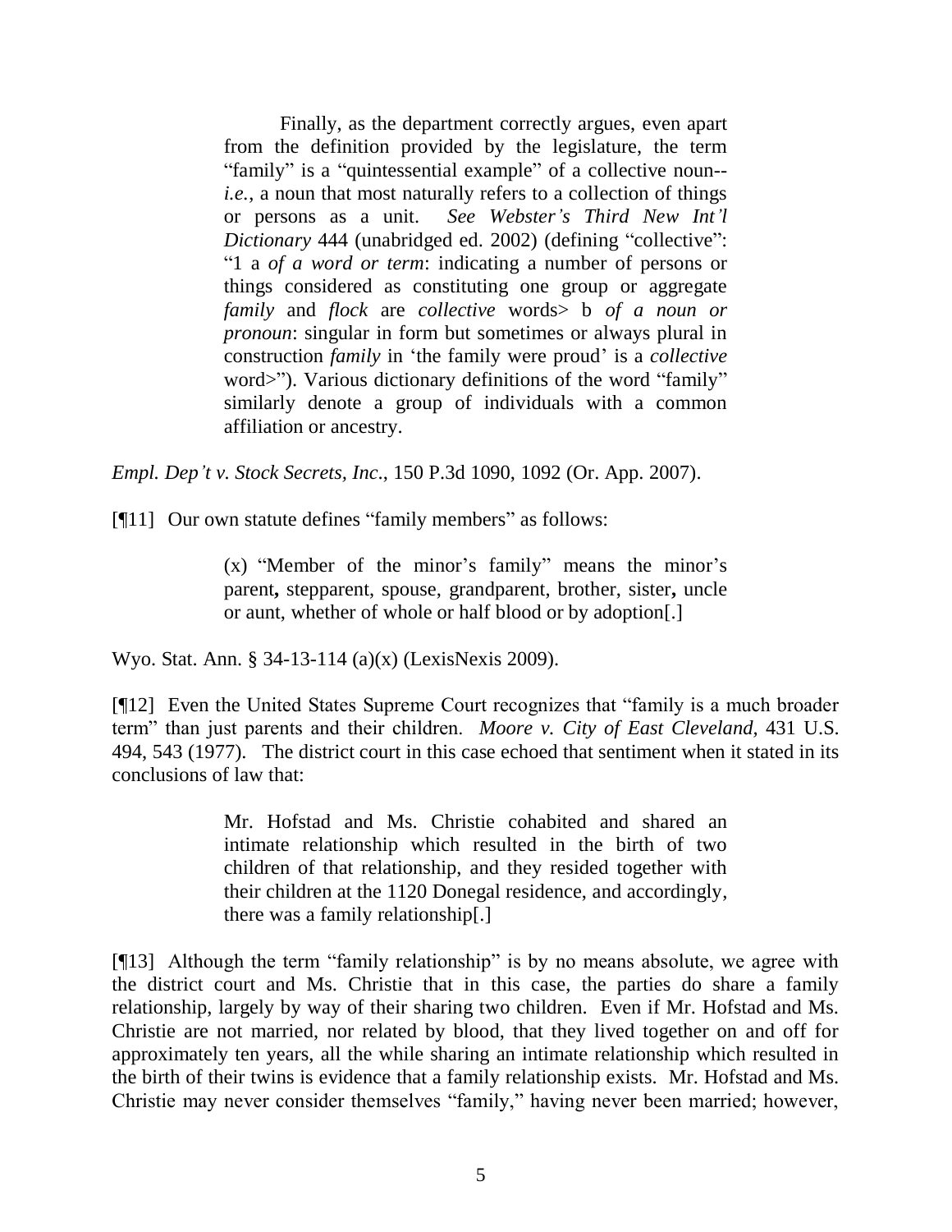> Finally, as the department correctly argues, even apart from the definition provided by the legislature, the term "family" is a "quintessential example" of a collective noun--*i.e.*, a noun that most naturally refers to a collection of things or persons as a unit. *See Webster's Third New Int'l Dictionary* 444 (unabridged ed. 2002) (defining "collective": "1 a *of a word or term*: indicating a number of persons or things considered as constituting one group or aggregate *family* and *flock* are *collective* words> b *of a noun or pronoun*: singular in form but sometimes or always plural in construction *family* in 'the family were proud' is a *collective* word>"). Various dictionary definitions of the word "family" similarly denote a group of individuals with a common affiliation or ancestry.

*Empl. Dep't v. Stock Secrets, Inc*., 150 P.3d 1090, 1092 (Or. App. 2007).

[¶11] Our own statute defines "family members" as follows:

> (x) "Member of the minor's family" means the minor's parent**,** stepparent, spouse, grandparent, brother, sister**,** uncle or aunt, whether of whole or half blood or by adoption[.]

Wyo. Stat. Ann. § 34-13-114 (a)(x) (LexisNexis 2009).

[¶12] Even the United States Supreme Court recognizes that "family is a much broader term" than just parents and their children. *Moore v. City of East Cleveland,* 431 U.S. 494, 543 (1977). The district court in this case echoed that sentiment when it stated in its conclusions of law that:

> Mr. Hofstad and Ms. Christie cohabited and shared an intimate relationship which resulted in the birth of two children of that relationship, and they resided together with their children at the 1120 Donegal residence, and accordingly, there was a family relationship[.]

[¶13] Although the term "family relationship" is by no means absolute, we agree with the district court and Ms. Christie that in this case, the parties do share a family relationship, largely by way of their sharing two children. Even if Mr. Hofstad and Ms. Christie are not married, nor related by blood, that they lived together on and off for approximately ten years, all the while sharing an intimate relationship which resulted in the birth of their twins is evidence that a family relationship exists. Mr. Hofstad and Ms. Christie may never consider themselves "family," having never been married; however,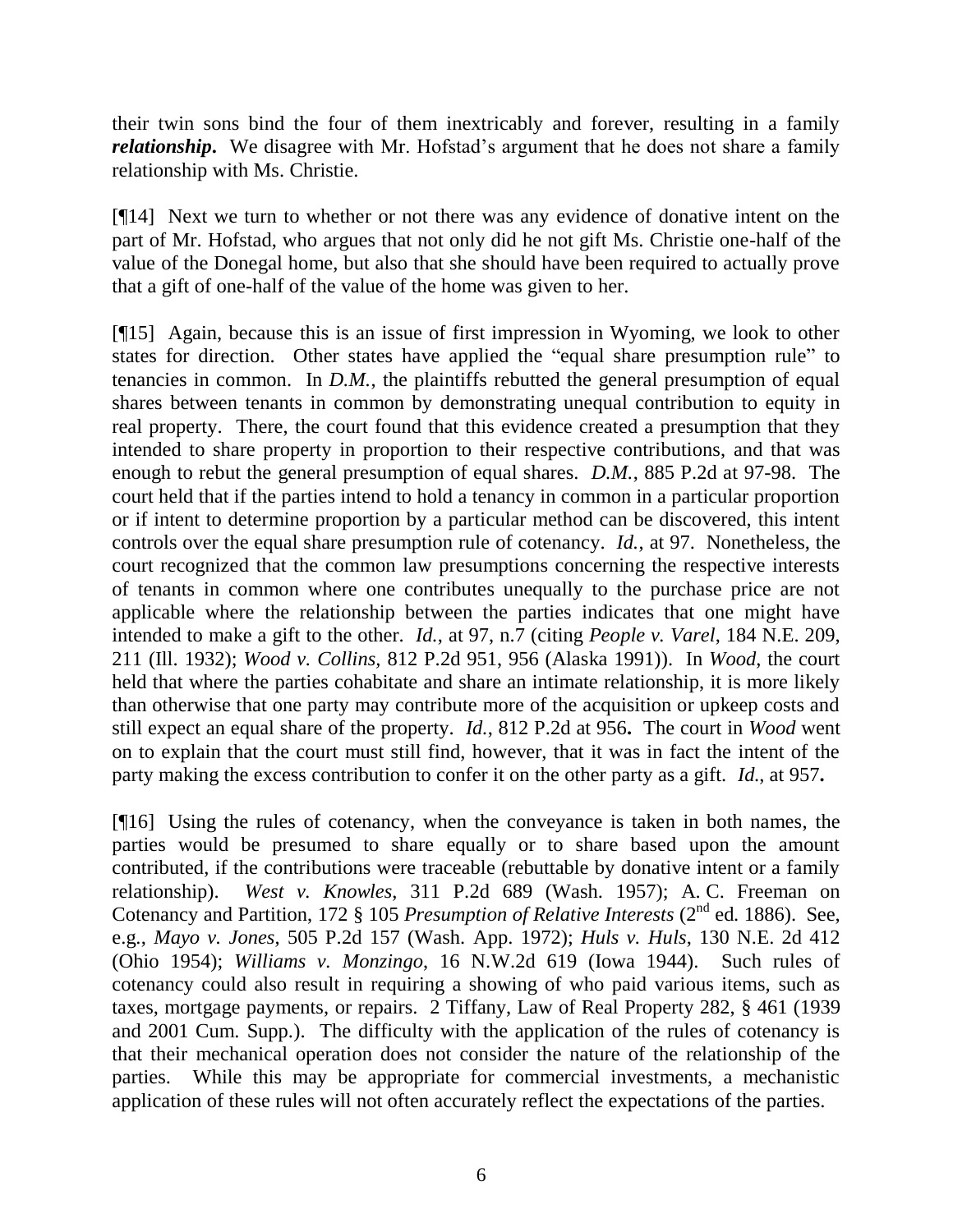their twin sons bind the four of them inextricably and forever, resulting in a family ***relationship***. We disagree with Mr. Hofstad's argument that he does not share a family relationship with Ms. Christie.

[¶14] Next we turn to whether or not there was any evidence of donative intent on the part of Mr. Hofstad, who argues that not only did he not gift Ms. Christie one-half of the value of the Donegal home, but also that she should have been required to actually prove that a gift of one-half of the value of the home was given to her.

[¶15] Again, because this is an issue of first impression in Wyoming, we look to other states for direction. Other states have applied the "equal share presumption rule" to tenancies in common. In *D.M.*, the plaintiffs rebutted the general presumption of equal shares between tenants in common by demonstrating unequal contribution to equity in real property. There, the court found that this evidence created a presumption that they intended to share property in proportion to their respective contributions, and that was enough to rebut the general presumption of equal shares. *D.M.*, 885 P.2d at 97-98. The court held that if the parties intend to hold a tenancy in common in a particular proportion or if intent to determine proportion by a particular method can be discovered, this intent controls over the equal share presumption rule of cotenancy. *Id.*, at 97. Nonetheless, the court recognized that the common law presumptions concerning the respective interests of tenants in common where one contributes unequally to the purchase price are not applicable where the relationship between the parties indicates that one might have intended to make a gift to the other. *Id.*, at 97, n.7 (citing *People v. Varel*, 184 N.E. 209, 211 (Ill. 1932); *Wood v. Collins*, 812 P.2d 951, 956 (Alaska 1991)). In *Wood*, the court held that where the parties cohabitate and share an intimate relationship, it is more likely than otherwise that one party may contribute more of the acquisition or upkeep costs and still expect an equal share of the property. *Id.*, 812 P.2d at 956**.** The court in *Wood* went on to explain that the court must still find, however, that it was in fact the intent of the party making the excess contribution to confer it on the other party as a gift. *Id.*, at 957**.**

[¶16] Using the rules of cotenancy, when the conveyance is taken in both names, the parties would be presumed to share equally or to share based upon the amount contributed, if the contributions were traceable (rebuttable by donative intent or a family relationship). *West v. Knowles*, 311 P.2d 689 (Wash. 1957); A. C. Freeman on Cotenancy and Partition, 172 § 105 *Presumption of Relative Interests* (2nd ed. 1886). See, e.g., *Mayo v. Jones*, 505 P.2d 157 (Wash. App. 1972); *Huls v. Huls*, 130 N.E. 2d 412 (Ohio 1954); *Williams v. Monzingo*, 16 N.W.2d 619 (Iowa 1944). Such rules of cotenancy could also result in requiring a showing of who paid various items, such as taxes, mortgage payments, or repairs. 2 Tiffany, Law of Real Property 282, § 461 (1939 and 2001 Cum. Supp.). The difficulty with the application of the rules of cotenancy is that their mechanical operation does not consider the nature of the relationship of the parties. While this may be appropriate for commercial investments, a mechanistic application of these rules will not often accurately reflect the expectations of the parties.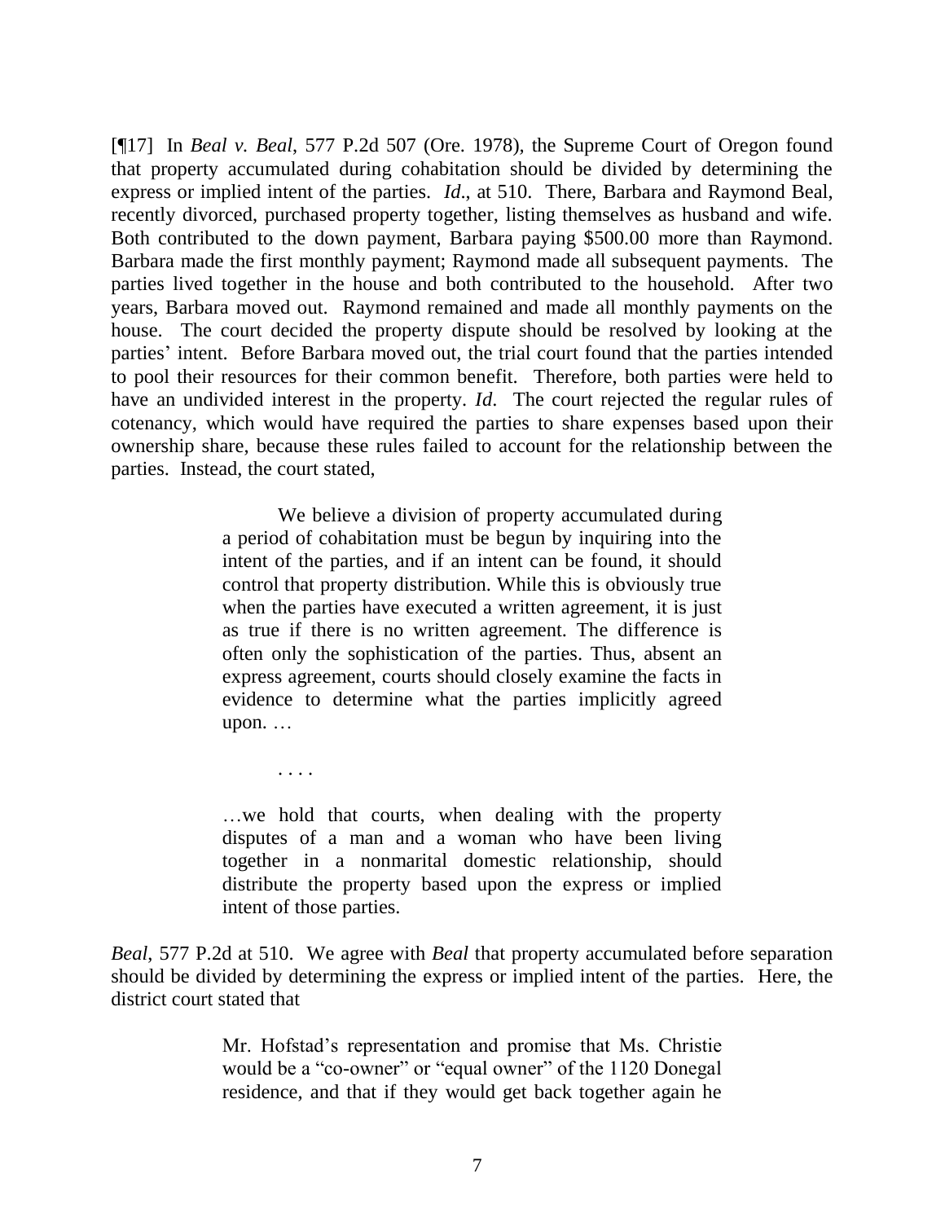[¶17] In *Beal v. Beal*, 577 P.2d 507 (Ore. 1978), the Supreme Court of Oregon found that property accumulated during cohabitation should be divided by determining the express or implied intent of the parties. *Id*., at 510. There, Barbara and Raymond Beal, recently divorced, purchased property together, listing themselves as husband and wife. Both contributed to the down payment, Barbara paying $500.00 more than Raymond. Barbara made the first monthly payment; Raymond made all subsequent payments. The parties lived together in the house and both contributed to the household. After two years, Barbara moved out. Raymond remained and made all monthly payments on the house. The court decided the property dispute should be resolved by looking at the parties' intent. Before Barbara moved out, the trial court found that the parties intended to pool their resources for their common benefit. Therefore, both parties were held to have an undivided interest in the property. *Id*. The court rejected the regular rules of cotenancy, which would have required the parties to share expenses based upon their ownership share, because these rules failed to account for the relationship between the parties. Instead, the court stated,

> We believe a division of property accumulated during a period of cohabitation must be begun by inquiring into the intent of the parties, and if an intent can be found, it should control that property distribution. While this is obviously true when the parties have executed a written agreement, it is just as true if there is no written agreement. The difference is often only the sophistication of the parties. Thus, absent an express agreement, courts should closely examine the facts in evidence to determine what the parties implicitly agreed upon. …
>
> . . . .
>
> …we hold that courts, when dealing with the property disputes of a man and a woman who have been living together in a nonmarital domestic relationship, should distribute the property based upon the express or implied intent of those parties.

*Beal*, 577 P.2d at 510. We agree with *Beal* that property accumulated before separation should be divided by determining the express or implied intent of the parties. Here, the district court stated that

> Mr. Hofstad's representation and promise that Ms. Christie would be a "co-owner" or "equal owner" of the 1120 Donegal residence, and that if they would get back together again he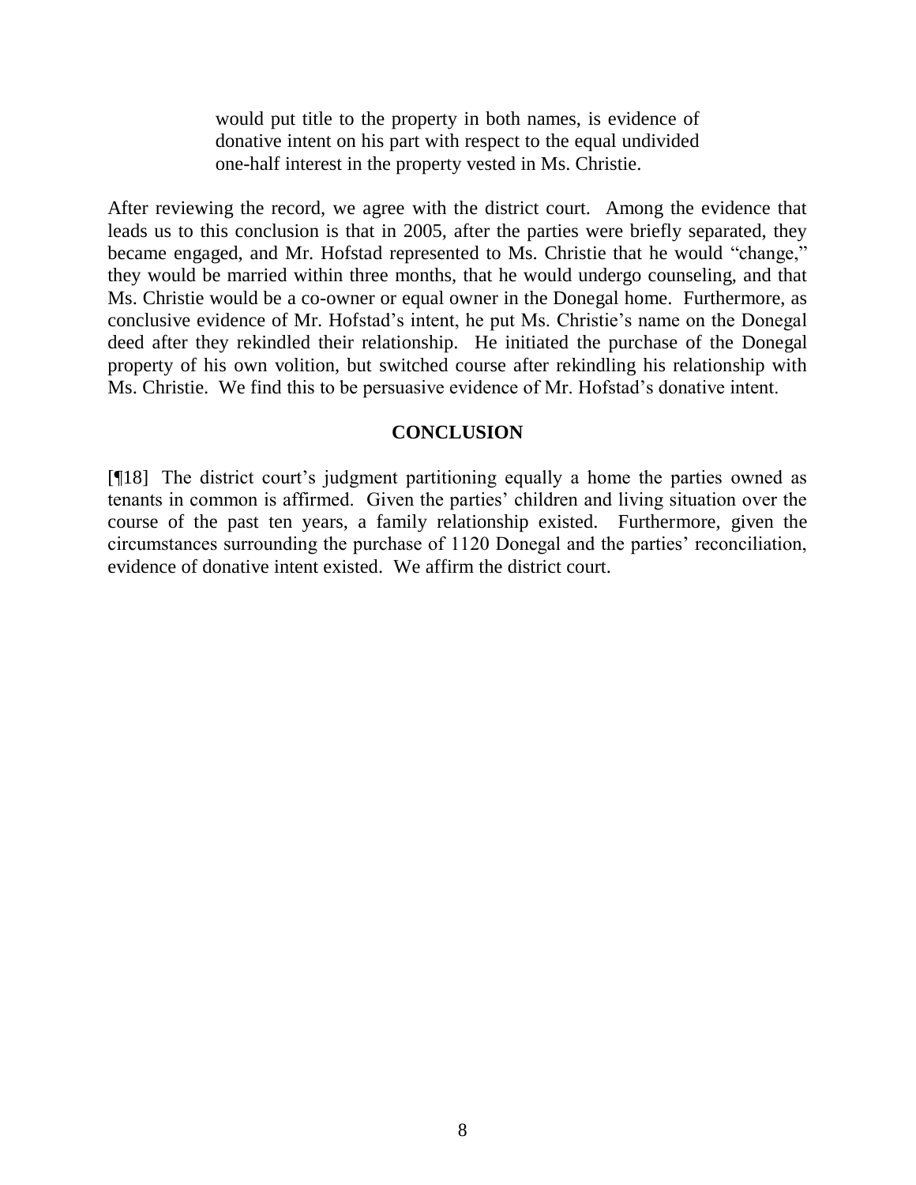> would put title to the property in both names, is evidence of donative intent on his part with respect to the equal undivided one-half interest in the property vested in Ms. Christie.

After reviewing the record, we agree with the district court. Among the evidence that leads us to this conclusion is that in 2005, after the parties were briefly separated, they became engaged, and Mr. Hofstad represented to Ms. Christie that he would "change," they would be married within three months, that he would undergo counseling, and that Ms. Christie would be a co-owner or equal owner in the Donegal home. Furthermore, as conclusive evidence of Mr. Hofstad's intent, he put Ms. Christie's name on the Donegal deed after they rekindled their relationship. He initiated the purchase of the Donegal property of his own volition, but switched course after rekindling his relationship with Ms. Christie. We find this to be persuasive evidence of Mr. Hofstad's donative intent.

## CONCLUSION

[¶18] The district court's judgment partitioning equally a home the parties owned as tenants in common is affirmed. Given the parties' children and living situation over the course of the past ten years, a family relationship existed. Furthermore, given the circumstances surrounding the purchase of 1120 Donegal and the parties' reconciliation, evidence of donative intent existed. We affirm the district court.